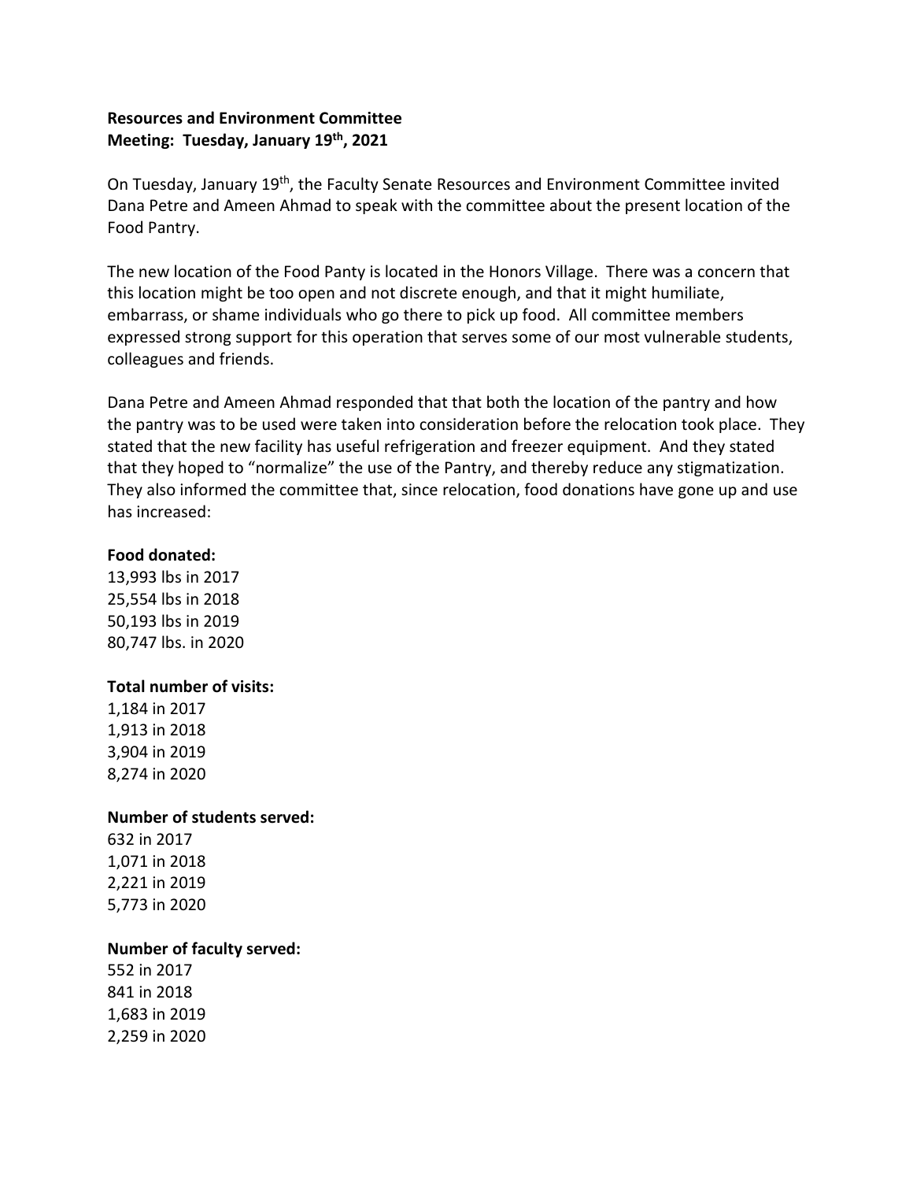**Resources and Environment Committee**
**Meeting: Tuesday, January 19th, 2021**

On Tuesday, January 19th, the Faculty Senate Resources and Environment Committee invited Dana Petre and Ameen Ahmad to speak with the committee about the present location of the Food Pantry.

The new location of the Food Panty is located in the Honors Village. There was a concern that this location might be too open and not discrete enough, and that it might humiliate, embarrass, or shame individuals who go there to pick up food. All committee members expressed strong support for this operation that serves some of our most vulnerable students, colleagues and friends.

Dana Petre and Ameen Ahmad responded that that both the location of the pantry and how the pantry was to be used were taken into consideration before the relocation took place. They stated that the new facility has useful refrigeration and freezer equipment. And they stated that they hoped to "normalize" the use of the Pantry, and thereby reduce any stigmatization. They also informed the committee that, since relocation, food donations have gone up and use has increased:

**Food donated:**
13,993 lbs in 2017
25,554 lbs in 2018
50,193 lbs in 2019
80,747 lbs. in 2020

**Total number of visits:**
1,184 in 2017
1,913 in 2018
3,904 in 2019
8,274 in 2020

**Number of students served:**
632 in 2017
1,071 in 2018
2,221 in 2019
5,773 in 2020

**Number of faculty served:**
552 in 2017
841 in 2018
1,683 in 2019
2,259 in 2020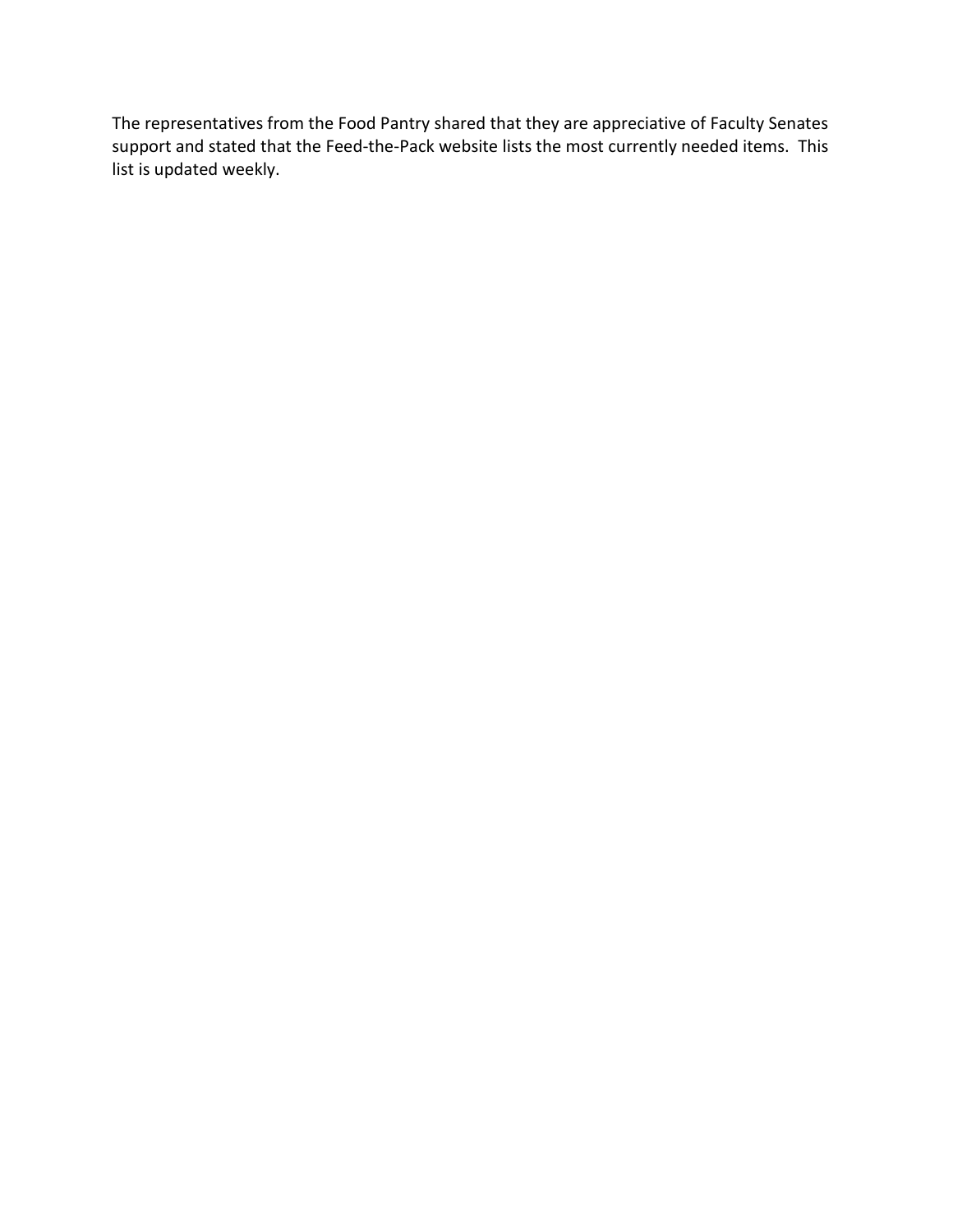The representatives from the Food Pantry shared that they are appreciative of Faculty Senates support and stated that the Feed-the-Pack website lists the most currently needed items. This list is updated weekly.